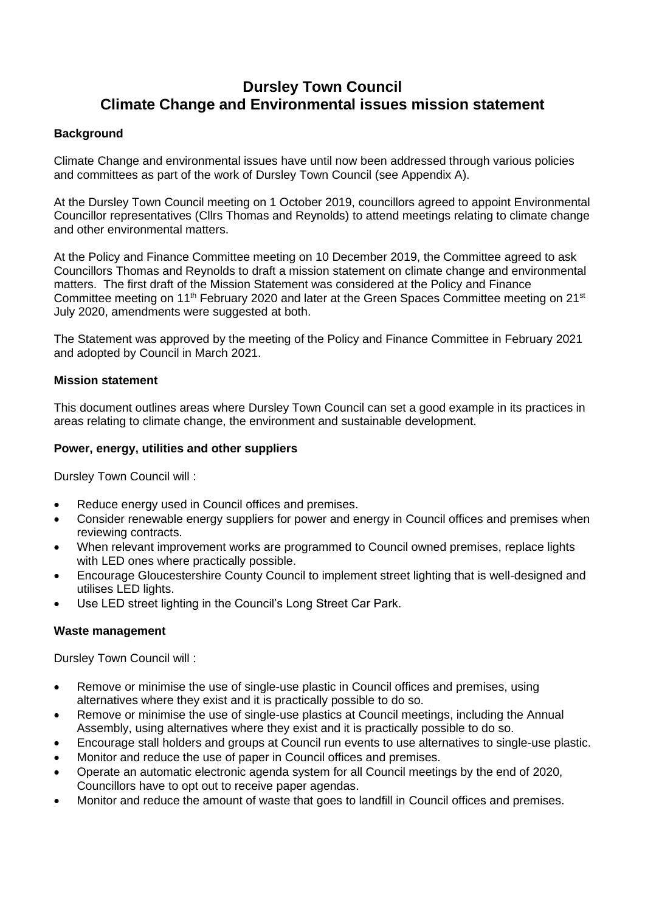# Dursley Town Council
# Climate Change and Environmental issues mission statement

**Background**

Climate Change and environmental issues have until now been addressed through various policies and committees as part of the work of Dursley Town Council (see Appendix A).

At the Dursley Town Council meeting on 1 October 2019, councillors agreed to appoint Environmental Councillor representatives (Cllrs Thomas and Reynolds) to attend meetings relating to climate change and other environmental matters.

At the Policy and Finance Committee meeting on 10 December 2019, the Committee agreed to ask Councillors Thomas and Reynolds to draft a mission statement on climate change and environmental matters. The first draft of the Mission Statement was considered at the Policy and Finance Committee meeting on 11th February 2020 and later at the Green Spaces Committee meeting on 21st July 2020, amendments were suggested at both.

The Statement was approved by the meeting of the Policy and Finance Committee in February 2021 and adopted by Council in March 2021.

**Mission statement**

This document outlines areas where Dursley Town Council can set a good example in its practices in areas relating to climate change, the environment and sustainable development.

**Power, energy, utilities and other suppliers**

Dursley Town Council will :

- Reduce energy used in Council offices and premises.
- Consider renewable energy suppliers for power and energy in Council offices and premises when reviewing contracts.
- When relevant improvement works are programmed to Council owned premises, replace lights with LED ones where practically possible.
- Encourage Gloucestershire County Council to implement street lighting that is well-designed and utilises LED lights.
- Use LED street lighting in the Council's Long Street Car Park.

**Waste management**

Dursley Town Council will :

- Remove or minimise the use of single-use plastic in Council offices and premises, using alternatives where they exist and it is practically possible to do so.
- Remove or minimise the use of single-use plastics at Council meetings, including the Annual Assembly, using alternatives where they exist and it is practically possible to do so.
- Encourage stall holders and groups at Council run events to use alternatives to single-use plastic.
- Monitor and reduce the use of paper in Council offices and premises.
- Operate an automatic electronic agenda system for all Council meetings by the end of 2020, Councillors have to opt out to receive paper agendas.
- Monitor and reduce the amount of waste that goes to landfill in Council offices and premises.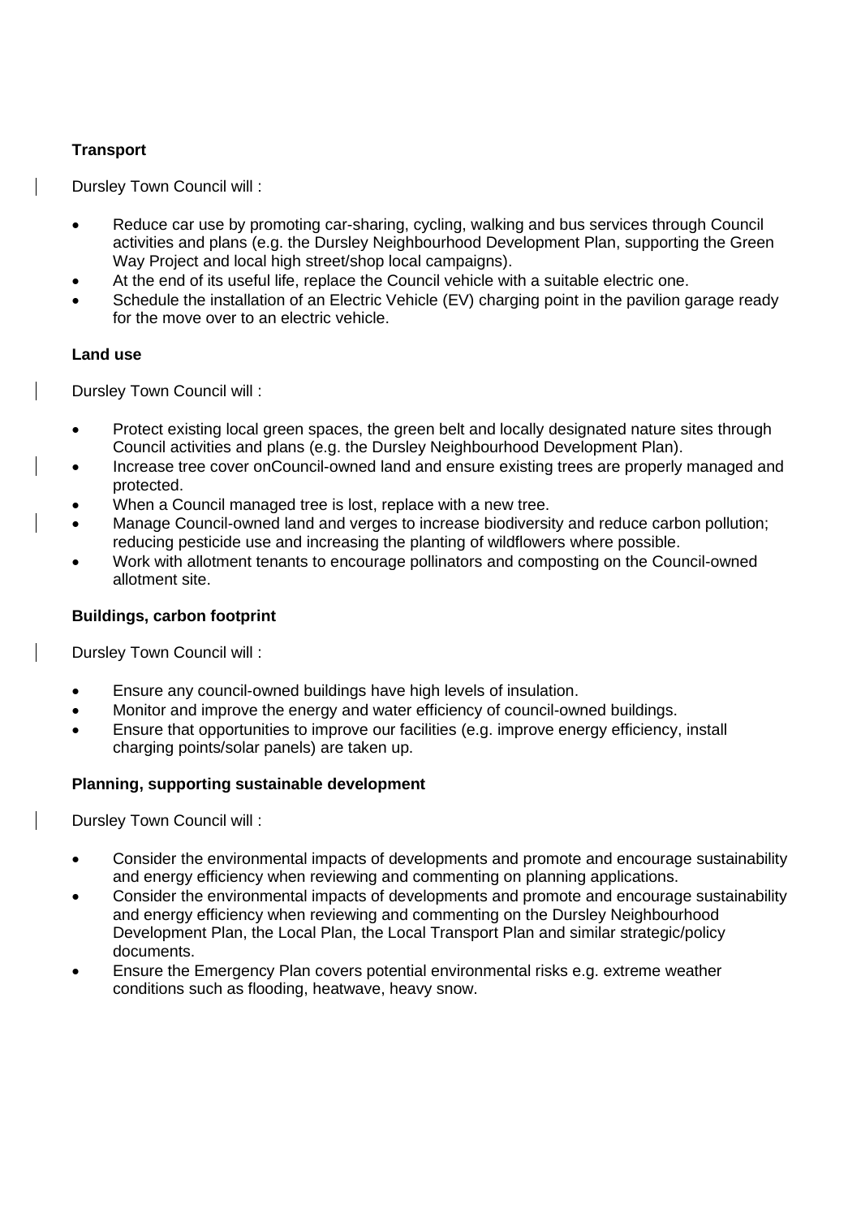**Transport**

Dursley Town Council will :

- Reduce car use by promoting car-sharing, cycling, walking and bus services through Council activities and plans (e.g. the Dursley Neighbourhood Development Plan, supporting the Green Way Project and local high street/shop local campaigns).
- At the end of its useful life, replace the Council vehicle with a suitable electric one.
- Schedule the installation of an Electric Vehicle (EV) charging point in the pavilion garage ready for the move over to an electric vehicle.

**Land use**

Dursley Town Council will :

- Protect existing local green spaces, the green belt and locally designated nature sites through Council activities and plans (e.g. the Dursley Neighbourhood Development Plan).
- Increase tree cover onCouncil-owned land and ensure existing trees are properly managed and protected.
- When a Council managed tree is lost, replace with a new tree.
- Manage Council-owned land and verges to increase biodiversity and reduce carbon pollution; reducing pesticide use and increasing the planting of wildflowers where possible.
- Work with allotment tenants to encourage pollinators and composting on the Council-owned allotment site.

**Buildings, carbon footprint**

Dursley Town Council will :

- Ensure any council-owned buildings have high levels of insulation.
- Monitor and improve the energy and water efficiency of council-owned buildings.
- Ensure that opportunities to improve our facilities (e.g. improve energy efficiency, install charging points/solar panels) are taken up.

**Planning, supporting sustainable development**

Dursley Town Council will :

- Consider the environmental impacts of developments and promote and encourage sustainability and energy efficiency when reviewing and commenting on planning applications.
- Consider the environmental impacts of developments and promote and encourage sustainability and energy efficiency when reviewing and commenting on the Dursley Neighbourhood Development Plan, the Local Plan, the Local Transport Plan and similar strategic/policy documents.
- Ensure the Emergency Plan covers potential environmental risks e.g. extreme weather conditions such as flooding, heatwave, heavy snow.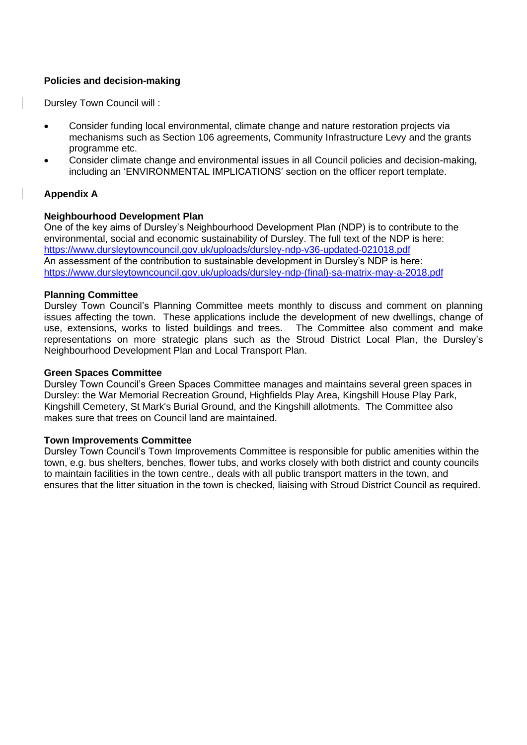**Policies and decision-making**

Dursley Town Council will :

- Consider funding local environmental, climate change and nature restoration projects via mechanisms such as Section 106 agreements, Community Infrastructure Levy and the grants programme etc.
- Consider climate change and environmental issues in all Council policies and decision-making, including an 'ENVIRONMENTAL IMPLICATIONS' section on the officer report template.

**Appendix A**

**Neighbourhood Development Plan**

One of the key aims of Dursley's Neighbourhood Development Plan (NDP) is to contribute to the environmental, social and economic sustainability of Dursley. The full text of the NDP is here: https://www.dursleytowncouncil.gov.uk/uploads/dursley-ndp-v36-updated-021018.pdf
An assessment of the contribution to sustainable development in Dursley's NDP is here: https://www.dursleytowncouncil.gov.uk/uploads/dursley-ndp-(final)-sa-matrix-may-a-2018.pdf

**Planning Committee**

Dursley Town Council's Planning Committee meets monthly to discuss and comment on planning issues affecting the town. These applications include the development of new dwellings, change of use, extensions, works to listed buildings and trees. The Committee also comment and make representations on more strategic plans such as the Stroud District Local Plan, the Dursley's Neighbourhood Development Plan and Local Transport Plan.

**Green Spaces Committee**

Dursley Town Council's Green Spaces Committee manages and maintains several green spaces in Dursley: the War Memorial Recreation Ground, Highfields Play Area, Kingshill House Play Park, Kingshill Cemetery, St Mark's Burial Ground, and the Kingshill allotments. The Committee also makes sure that trees on Council land are maintained.

**Town Improvements Committee**

Dursley Town Council's Town Improvements Committee is responsible for public amenities within the town, e.g. bus shelters, benches, flower tubs, and works closely with both district and county councils to maintain facilities in the town centre., deals with all public transport matters in the town, and ensures that the litter situation in the town is checked, liaising with Stroud District Council as required.